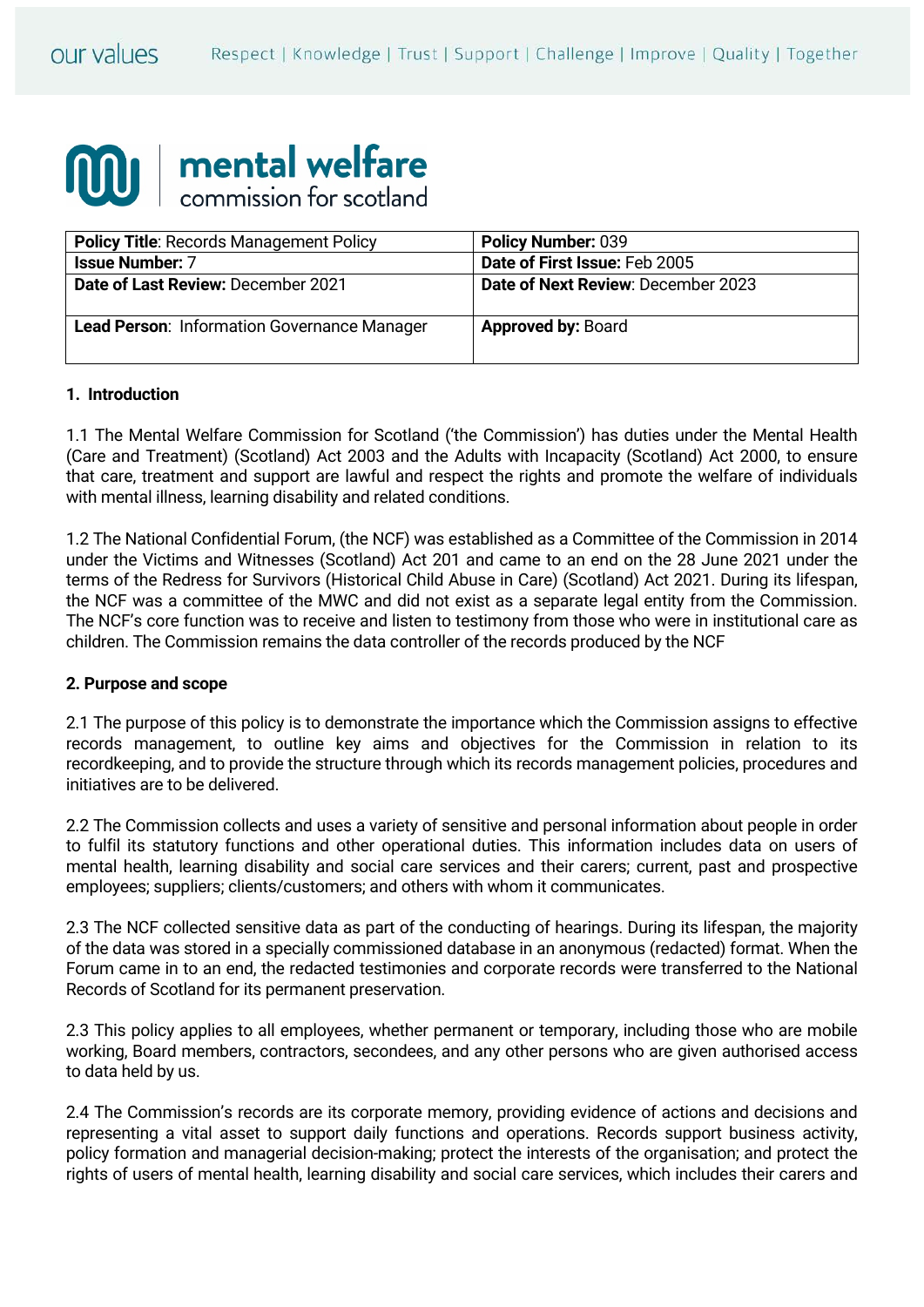our values Respect | Knowledge | Trust | Support | Challenge | Improve | Quality | Together

mental welfare commission for scotland

| **Policy Title**: Records Management Policy | **Policy Number:** 039 |
|---|---|
| **Issue Number:** 7 | **Date of First Issue:** Feb 2005 |
| **Date of Last Review:** December 2021 | **Date of Next Review**: December 2023 |
| **Lead Person**: Information Governance Manager | **Approved by:** Board |

## 1. Introduction

1.1 The Mental Welfare Commission for Scotland ('the Commission') has duties under the Mental Health (Care and Treatment) (Scotland) Act 2003 and the Adults with Incapacity (Scotland) Act 2000, to ensure that care, treatment and support are lawful and respect the rights and promote the welfare of individuals with mental illness, learning disability and related conditions.

1.2 The National Confidential Forum, (the NCF) was established as a Committee of the Commission in 2014 under the Victims and Witnesses (Scotland) Act 201 and came to an end on the 28 June 2021 under the terms of the Redress for Survivors (Historical Child Abuse in Care) (Scotland) Act 2021. During its lifespan, the NCF was a committee of the MWC and did not exist as a separate legal entity from the Commission. The NCF's core function was to receive and listen to testimony from those who were in institutional care as children. The Commission remains the data controller of the records produced by the NCF

## 2. Purpose and scope

2.1 The purpose of this policy is to demonstrate the importance which the Commission assigns to effective records management, to outline key aims and objectives for the Commission in relation to its recordkeeping, and to provide the structure through which its records management policies, procedures and initiatives are to be delivered.

2.2 The Commission collects and uses a variety of sensitive and personal information about people in order to fulfil its statutory functions and other operational duties. This information includes data on users of mental health, learning disability and social care services and their carers; current, past and prospective employees; suppliers; clients/customers; and others with whom it communicates.

2.3 The NCF collected sensitive data as part of the conducting of hearings. During its lifespan, the majority of the data was stored in a specially commissioned database in an anonymous (redacted) format. When the Forum came in to an end, the redacted testimonies and corporate records were transferred to the National Records of Scotland for its permanent preservation.

2.3 This policy applies to all employees, whether permanent or temporary, including those who are mobile working, Board members, contractors, secondees, and any other persons who are given authorised access to data held by us.

2.4 The Commission's records are its corporate memory, providing evidence of actions and decisions and representing a vital asset to support daily functions and operations. Records support business activity, policy formation and managerial decision-making; protect the interests of the organisation; and protect the rights of users of mental health, learning disability and social care services, which includes their carers and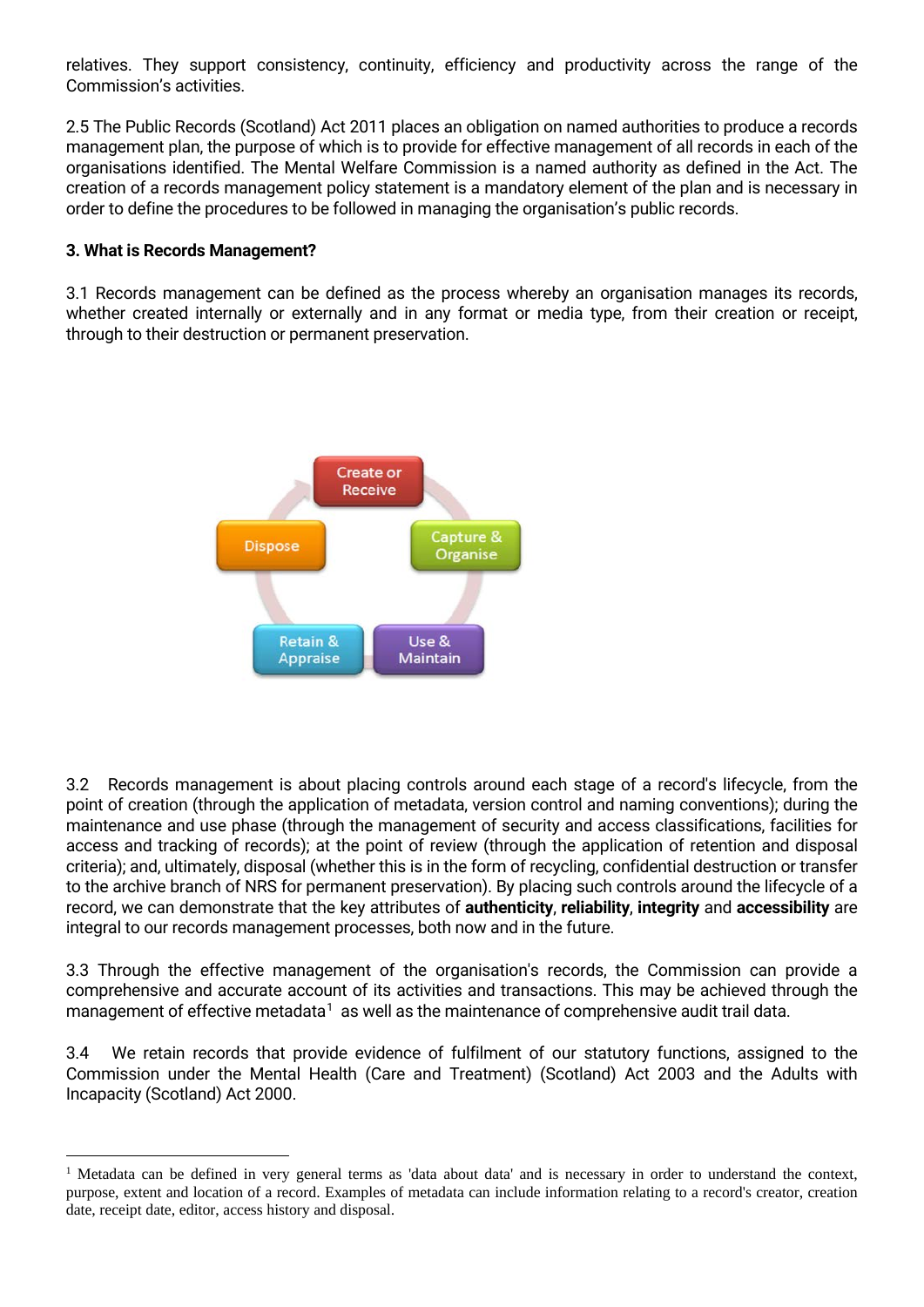relatives. They support consistency, continuity, efficiency and productivity across the range of the Commission's activities.

2.5 The Public Records (Scotland) Act 2011 places an obligation on named authorities to produce a records management plan, the purpose of which is to provide for effective management of all records in each of the organisations identified. The Mental Welfare Commission is a named authority as defined in the Act. The creation of a records management policy statement is a mandatory element of the plan and is necessary in order to define the procedures to be followed in managing the organisation's public records.

**3. What is Records Management?**

3.1 Records management can be defined as the process whereby an organisation manages its records, whether created internally or externally and in any format or media type, from their creation or receipt, through to their destruction or permanent preservation.

Create or Receive → Capture & Organise → Use & Maintain → Retain & Appraise → Dispose

3.2 Records management is about placing controls around each stage of a record's lifecycle, from the point of creation (through the application of metadata, version control and naming conventions); during the maintenance and use phase (through the management of security and access classifications, facilities for access and tracking of records); at the point of review (through the application of retention and disposal criteria); and, ultimately, disposal (whether this is in the form of recycling, confidential destruction or transfer to the archive branch of NRS for permanent preservation). By placing such controls around the lifecycle of a record, we can demonstrate that the key attributes of **authenticity**, **reliability**, **integrity** and **accessibility** are integral to our records management processes, both now and in the future.

3.3 Through the effective management of the organisation's records, the Commission can provide a comprehensive and accurate account of its activities and transactions. This may be achieved through the management of effective metadata[1] as well as the maintenance of comprehensive audit trail data.

3.4 We retain records that provide evidence of fulfilment of our statutory functions, assigned to the Commission under the Mental Health (Care and Treatment) (Scotland) Act 2003 and the Adults with Incapacity (Scotland) Act 2000.

---

[1] Metadata can be defined in very general terms as 'data about data' and is necessary in order to understand the context, purpose, extent and location of a record. Examples of metadata can include information relating to a record's creator, creation date, receipt date, editor, access history and disposal.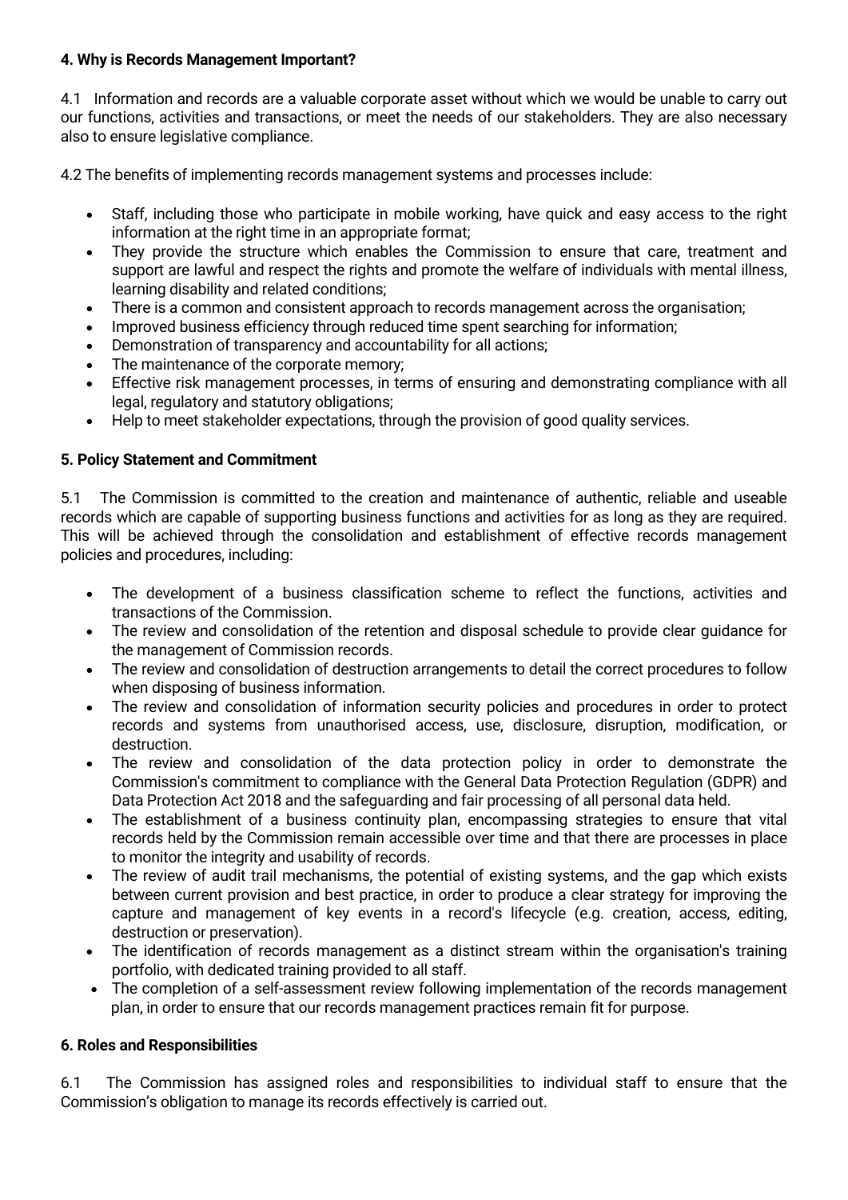**4. Why is Records Management Important?**

4.1 Information and records are a valuable corporate asset without which we would be unable to carry out our functions, activities and transactions, or meet the needs of our stakeholders. They are also necessary also to ensure legislative compliance.

4.2 The benefits of implementing records management systems and processes include:

- Staff, including those who participate in mobile working, have quick and easy access to the right information at the right time in an appropriate format;
- They provide the structure which enables the Commission to ensure that care, treatment and support are lawful and respect the rights and promote the welfare of individuals with mental illness, learning disability and related conditions;
- There is a common and consistent approach to records management across the organisation;
- Improved business efficiency through reduced time spent searching for information;
- Demonstration of transparency and accountability for all actions;
- The maintenance of the corporate memory;
- Effective risk management processes, in terms of ensuring and demonstrating compliance with all legal, regulatory and statutory obligations;
- Help to meet stakeholder expectations, through the provision of good quality services.

**5. Policy Statement and Commitment**

5.1 The Commission is committed to the creation and maintenance of authentic, reliable and useable records which are capable of supporting business functions and activities for as long as they are required. This will be achieved through the consolidation and establishment of effective records management policies and procedures, including:

- The development of a business classification scheme to reflect the functions, activities and transactions of the Commission.
- The review and consolidation of the retention and disposal schedule to provide clear guidance for the management of Commission records.
- The review and consolidation of destruction arrangements to detail the correct procedures to follow when disposing of business information.
- The review and consolidation of information security policies and procedures in order to protect records and systems from unauthorised access, use, disclosure, disruption, modification, or destruction.
- The review and consolidation of the data protection policy in order to demonstrate the Commission's commitment to compliance with the General Data Protection Regulation (GDPR) and Data Protection Act 2018 and the safeguarding and fair processing of all personal data held.
- The establishment of a business continuity plan, encompassing strategies to ensure that vital records held by the Commission remain accessible over time and that there are processes in place to monitor the integrity and usability of records.
- The review of audit trail mechanisms, the potential of existing systems, and the gap which exists between current provision and best practice, in order to produce a clear strategy for improving the capture and management of key events in a record's lifecycle (e.g. creation, access, editing, destruction or preservation).
- The identification of records management as a distinct stream within the organisation's training portfolio, with dedicated training provided to all staff.
- The completion of a self-assessment review following implementation of the records management plan, in order to ensure that our records management practices remain fit for purpose.

**6. Roles and Responsibilities**

6.1 The Commission has assigned roles and responsibilities to individual staff to ensure that the Commission's obligation to manage its records effectively is carried out.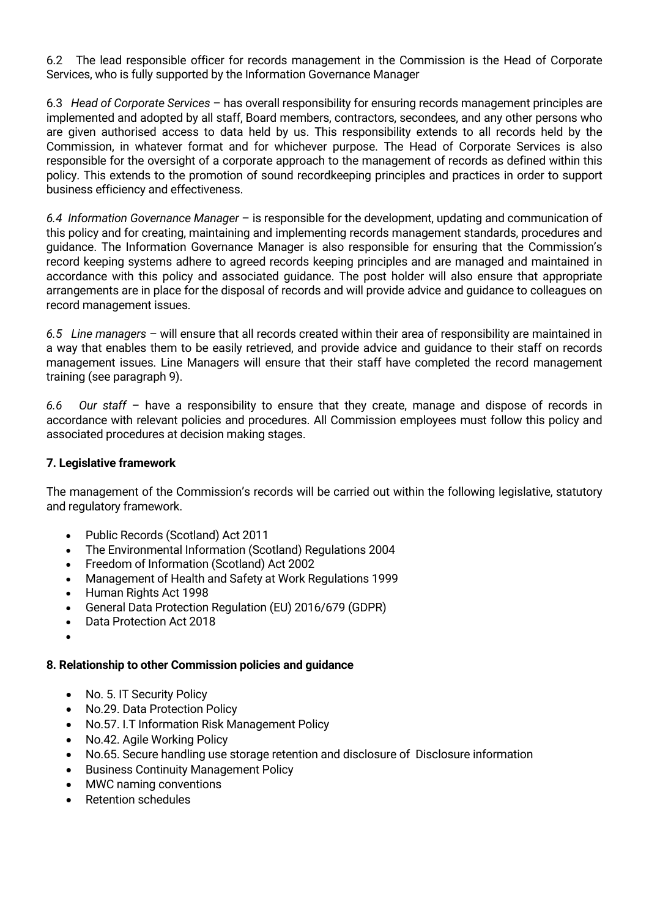6.2 The lead responsible officer for records management in the Commission is the Head of Corporate Services, who is fully supported by the Information Governance Manager

6.3 *Head of Corporate Services* – has overall responsibility for ensuring records management principles are implemented and adopted by all staff, Board members, contractors, secondees, and any other persons who are given authorised access to data held by us. This responsibility extends to all records held by the Commission, in whatever format and for whichever purpose. The Head of Corporate Services is also responsible for the oversight of a corporate approach to the management of records as defined within this policy. This extends to the promotion of sound recordkeeping principles and practices in order to support business efficiency and effectiveness.

*6.4 Information Governance Manager* – is responsible for the development, updating and communication of this policy and for creating, maintaining and implementing records management standards, procedures and guidance. The Information Governance Manager is also responsible for ensuring that the Commission's record keeping systems adhere to agreed records keeping principles and are managed and maintained in accordance with this policy and associated guidance. The post holder will also ensure that appropriate arrangements are in place for the disposal of records and will provide advice and guidance to colleagues on record management issues.

*6.5 Line managers* – will ensure that all records created within their area of responsibility are maintained in a way that enables them to be easily retrieved, and provide advice and guidance to their staff on records management issues. Line Managers will ensure that their staff have completed the record management training (see paragraph 9).

*6.6 Our staff* – have a responsibility to ensure that they create, manage and dispose of records in accordance with relevant policies and procedures. All Commission employees must follow this policy and associated procedures at decision making stages.

**7. Legislative framework**

The management of the Commission's records will be carried out within the following legislative, statutory and regulatory framework.

- Public Records (Scotland) Act 2011
- The Environmental Information (Scotland) Regulations 2004
- Freedom of Information (Scotland) Act 2002
- Management of Health and Safety at Work Regulations 1999
- Human Rights Act 1998
- General Data Protection Regulation (EU) 2016/679 (GDPR)
- Data Protection Act 2018
- 

**8. Relationship to other Commission policies and guidance**

- No. 5. IT Security Policy
- No.29. Data Protection Policy
- No.57. I.T Information Risk Management Policy
- No.42. Agile Working Policy
- No.65. Secure handling use storage retention and disclosure of Disclosure information
- Business Continuity Management Policy
- MWC naming conventions
- Retention schedules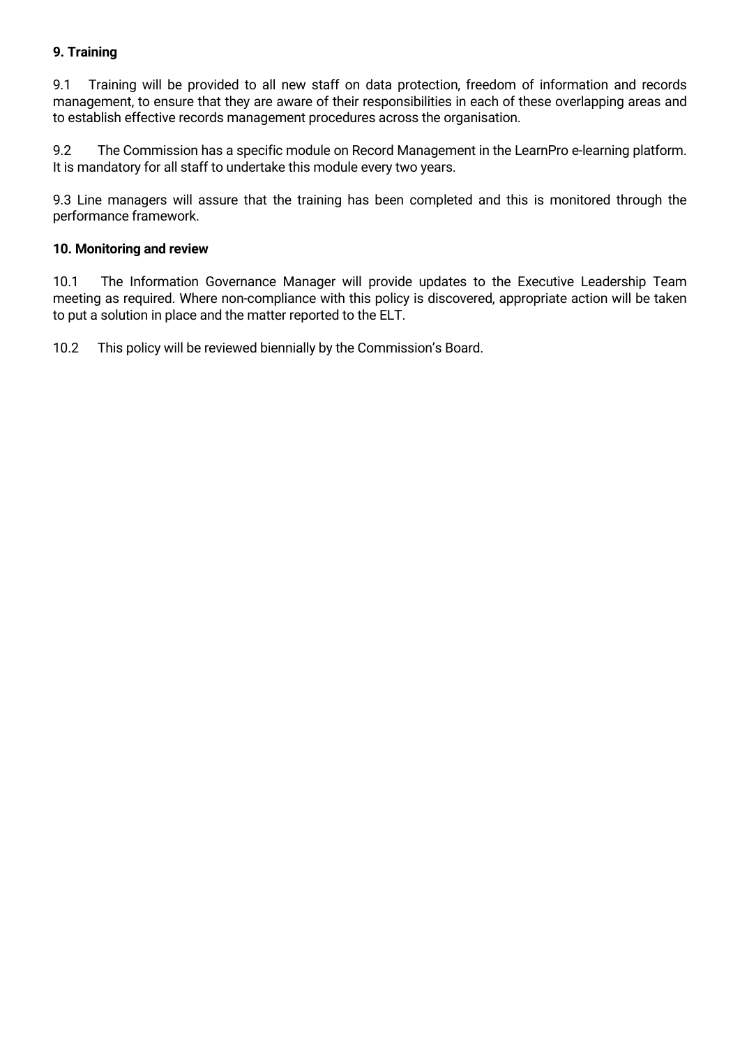**9. Training**

9.1 Training will be provided to all new staff on data protection, freedom of information and records management, to ensure that they are aware of their responsibilities in each of these overlapping areas and to establish effective records management procedures across the organisation.

9.2 The Commission has a specific module on Record Management in the LearnPro e-learning platform. It is mandatory for all staff to undertake this module every two years.

9.3 Line managers will assure that the training has been completed and this is monitored through the performance framework.

**10. Monitoring and review**

10.1 The Information Governance Manager will provide updates to the Executive Leadership Team meeting as required. Where non-compliance with this policy is discovered, appropriate action will be taken to put a solution in place and the matter reported to the ELT.

10.2 This policy will be reviewed biennially by the Commission's Board.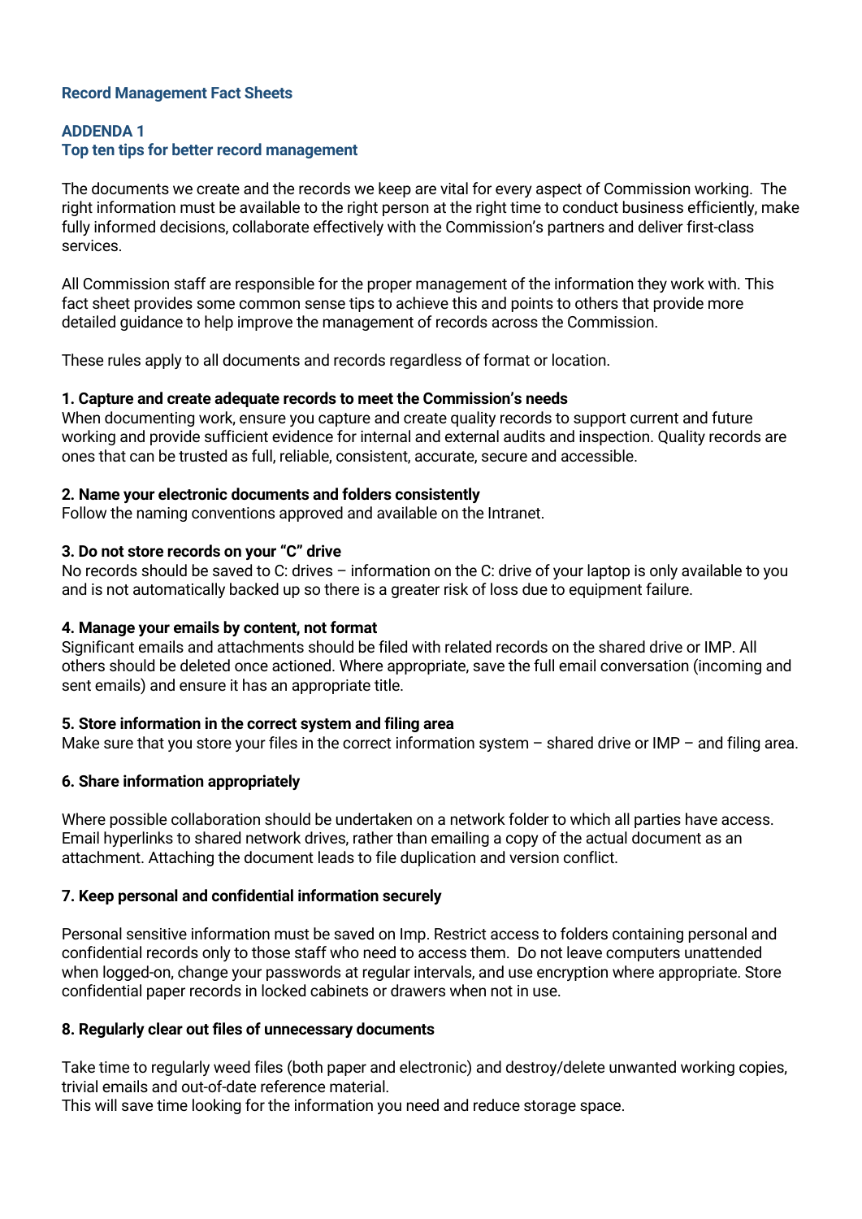## Record Management Fact Sheets

### ADDENDA 1
### Top ten tips for better record management

The documents we create and the records we keep are vital for every aspect of Commission working. The right information must be available to the right person at the right time to conduct business efficiently, make fully informed decisions, collaborate effectively with the Commission's partners and deliver first-class services.

All Commission staff are responsible for the proper management of the information they work with. This fact sheet provides some common sense tips to achieve this and points to others that provide more detailed guidance to help improve the management of records across the Commission.

These rules apply to all documents and records regardless of format or location.

**1. Capture and create adequate records to meet the Commission's needs**
When documenting work, ensure you capture and create quality records to support current and future working and provide sufficient evidence for internal and external audits and inspection. Quality records are ones that can be trusted as full, reliable, consistent, accurate, secure and accessible.

**2. Name your electronic documents and folders consistently**
Follow the naming conventions approved and available on the Intranet.

**3. Do not store records on your "C" drive**
No records should be saved to C: drives – information on the C: drive of your laptop is only available to you and is not automatically backed up so there is a greater risk of loss due to equipment failure.

**4. Manage your emails by content, not format**
Significant emails and attachments should be filed with related records on the shared drive or IMP. All others should be deleted once actioned. Where appropriate, save the full email conversation (incoming and sent emails) and ensure it has an appropriate title.

**5. Store information in the correct system and filing area**
Make sure that you store your files in the correct information system – shared drive or IMP – and filing area.

**6. Share information appropriately**

Where possible collaboration should be undertaken on a network folder to which all parties have access. Email hyperlinks to shared network drives, rather than emailing a copy of the actual document as an attachment. Attaching the document leads to file duplication and version conflict.

**7. Keep personal and confidential information securely**

Personal sensitive information must be saved on Imp. Restrict access to folders containing personal and confidential records only to those staff who need to access them. Do not leave computers unattended when logged-on, change your passwords at regular intervals, and use encryption where appropriate. Store confidential paper records in locked cabinets or drawers when not in use.

**8. Regularly clear out files of unnecessary documents**

Take time to regularly weed files (both paper and electronic) and destroy/delete unwanted working copies, trivial emails and out-of-date reference material.
This will save time looking for the information you need and reduce storage space.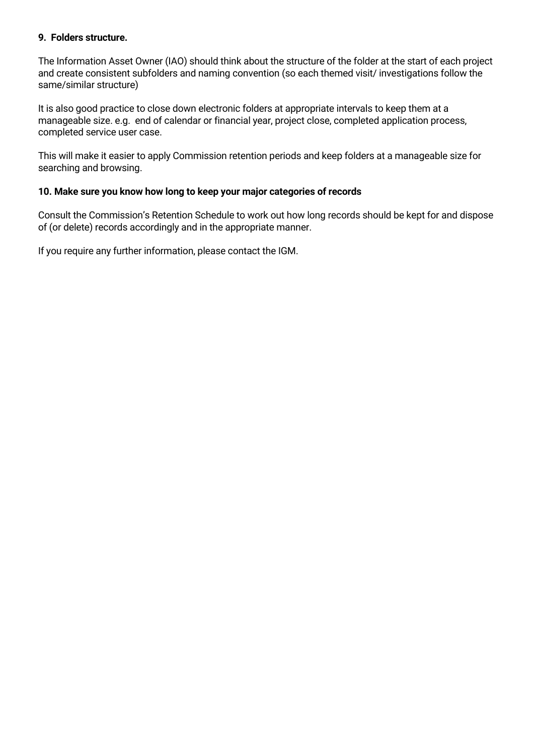**9. Folders structure.**

The Information Asset Owner (IAO) should think about the structure of the folder at the start of each project and create consistent subfolders and naming convention (so each themed visit/ investigations follow the same/similar structure)

It is also good practice to close down electronic folders at appropriate intervals to keep them at a manageable size. e.g. end of calendar or financial year, project close, completed application process, completed service user case.

This will make it easier to apply Commission retention periods and keep folders at a manageable size for searching and browsing.

**10. Make sure you know how long to keep your major categories of records**

Consult the Commission's Retention Schedule to work out how long records should be kept for and dispose of (or delete) records accordingly and in the appropriate manner.

If you require any further information, please contact the IGM.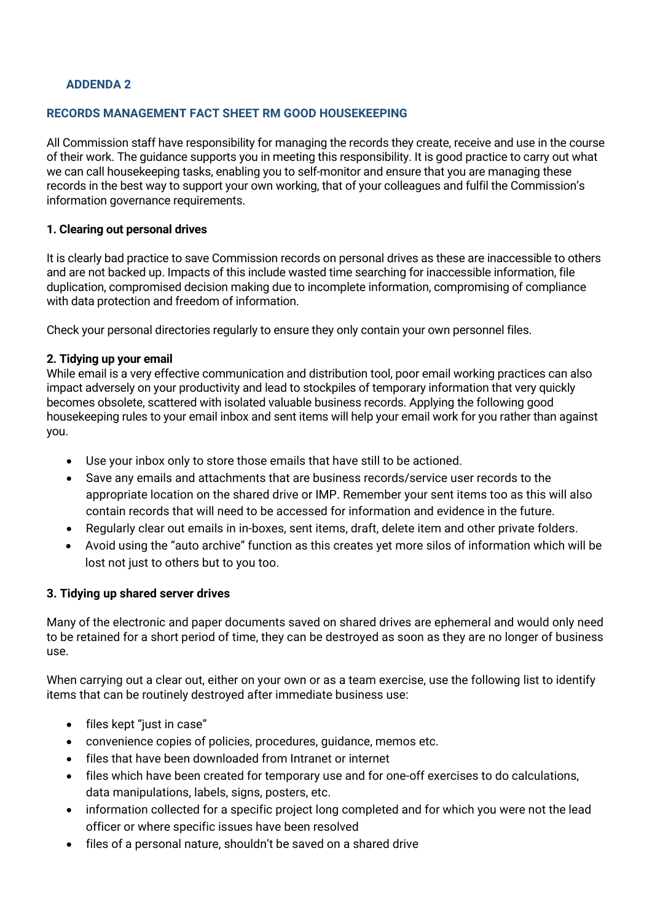## ADDENDA 2

### RECORDS MANAGEMENT FACT SHEET RM GOOD HOUSEKEEPING

All Commission staff have responsibility for managing the records they create, receive and use in the course of their work. The guidance supports you in meeting this responsibility. It is good practice to carry out what we can call housekeeping tasks, enabling you to self-monitor and ensure that you are managing these records in the best way to support your own working, that of your colleagues and fulfil the Commission's information governance requirements.

**1. Clearing out personal drives**

It is clearly bad practice to save Commission records on personal drives as these are inaccessible to others and are not backed up. Impacts of this include wasted time searching for inaccessible information, file duplication, compromised decision making due to incomplete information, compromising of compliance with data protection and freedom of information.

Check your personal directories regularly to ensure they only contain your own personnel files.

**2. Tidying up your email**

While email is a very effective communication and distribution tool, poor email working practices can also impact adversely on your productivity and lead to stockpiles of temporary information that very quickly becomes obsolete, scattered with isolated valuable business records. Applying the following good housekeeping rules to your email inbox and sent items will help your email work for you rather than against you.

- Use your inbox only to store those emails that have still to be actioned.
- Save any emails and attachments that are business records/service user records to the appropriate location on the shared drive or IMP. Remember your sent items too as this will also contain records that will need to be accessed for information and evidence in the future.
- Regularly clear out emails in in-boxes, sent items, draft, delete item and other private folders.
- Avoid using the "auto archive" function as this creates yet more silos of information which will be lost not just to others but to you too.

**3. Tidying up shared server drives**

Many of the electronic and paper documents saved on shared drives are ephemeral and would only need to be retained for a short period of time, they can be destroyed as soon as they are no longer of business use.

When carrying out a clear out, either on your own or as a team exercise, use the following list to identify items that can be routinely destroyed after immediate business use:

- files kept "just in case"
- convenience copies of policies, procedures, guidance, memos etc.
- files that have been downloaded from Intranet or internet
- files which have been created for temporary use and for one-off exercises to do calculations, data manipulations, labels, signs, posters, etc.
- information collected for a specific project long completed and for which you were not the lead officer or where specific issues have been resolved
- files of a personal nature, shouldn't be saved on a shared drive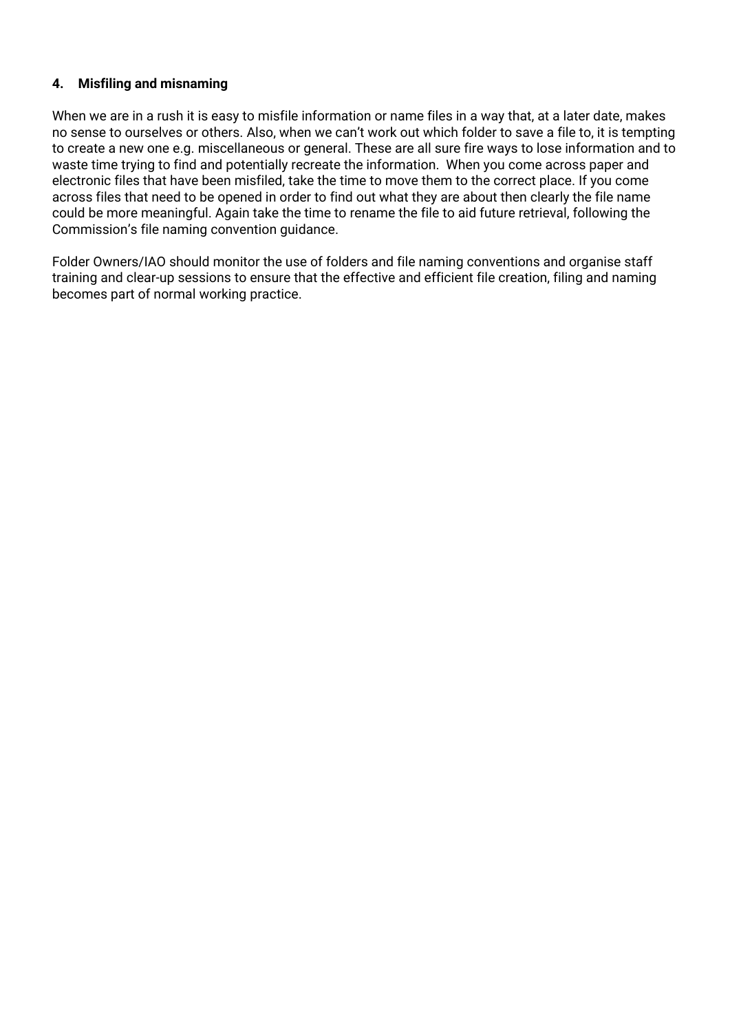#### 4. Misfiling and misnaming

When we are in a rush it is easy to misfile information or name files in a way that, at a later date, makes no sense to ourselves or others. Also, when we can't work out which folder to save a file to, it is tempting to create a new one e.g. miscellaneous or general. These are all sure fire ways to lose information and to waste time trying to find and potentially recreate the information. When you come across paper and electronic files that have been misfiled, take the time to move them to the correct place. If you come across files that need to be opened in order to find out what they are about then clearly the file name could be more meaningful. Again take the time to rename the file to aid future retrieval, following the Commission's file naming convention guidance.

Folder Owners/IAO should monitor the use of folders and file naming conventions and organise staff training and clear-up sessions to ensure that the effective and efficient file creation, filing and naming becomes part of normal working practice.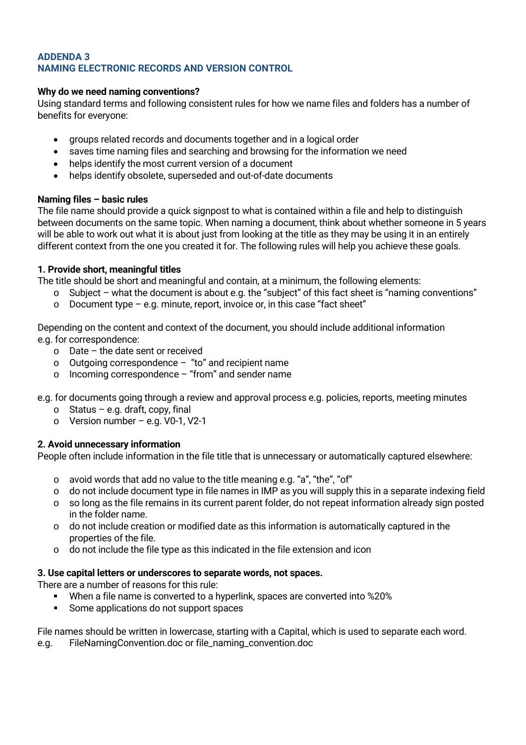## ADDENDA 3
## NAMING ELECTRONIC RECORDS AND VERSION CONTROL

**Why do we need naming conventions?**
Using standard terms and following consistent rules for how we name files and folders has a number of benefits for everyone:

- groups related records and documents together and in a logical order
- saves time naming files and searching and browsing for the information we need
- helps identify the most current version of a document
- helps identify obsolete, superseded and out-of-date documents

**Naming files – basic rules**
The file name should provide a quick signpost to what is contained within a file and help to distinguish between documents on the same topic. When naming a document, think about whether someone in 5 years will be able to work out what it is about just from looking at the title as they may be using it in an entirely different context from the one you created it for. The following rules will help you achieve these goals.

**1. Provide short, meaningful titles**
The title should be short and meaningful and contain, at a minimum, the following elements:

- Subject – what the document is about e.g. the "subject" of this fact sheet is "naming conventions"
- Document type – e.g. minute, report, invoice or, in this case "fact sheet"

Depending on the content and context of the document, you should include additional information e.g. for correspondence:

- Date – the date sent or received
- Outgoing correspondence – "to" and recipient name
- Incoming correspondence – "from" and sender name

e.g. for documents going through a review and approval process e.g. policies, reports, meeting minutes

- Status – e.g. draft, copy, final
- Version number – e.g. V0-1, V2-1

**2. Avoid unnecessary information**
People often include information in the file title that is unnecessary or automatically captured elsewhere:

- avoid words that add no value to the title meaning e.g. "a", "the", "of"
- do not include document type in file names in IMP as you will supply this in a separate indexing field
- so long as the file remains in its current parent folder, do not repeat information already sign posted in the folder name.
- do not include creation or modified date as this information is automatically captured in the properties of the file.
- do not include the file type as this indicated in the file extension and icon

**3. Use capital letters or underscores to separate words, not spaces.**
There are a number of reasons for this rule:

- When a file name is converted to a hyperlink, spaces are converted into %20%
- Some applications do not support spaces

File names should be written in lowercase, starting with a Capital, which is used to separate each word.
e.g. FileNamingConvention.doc or file_naming_convention.doc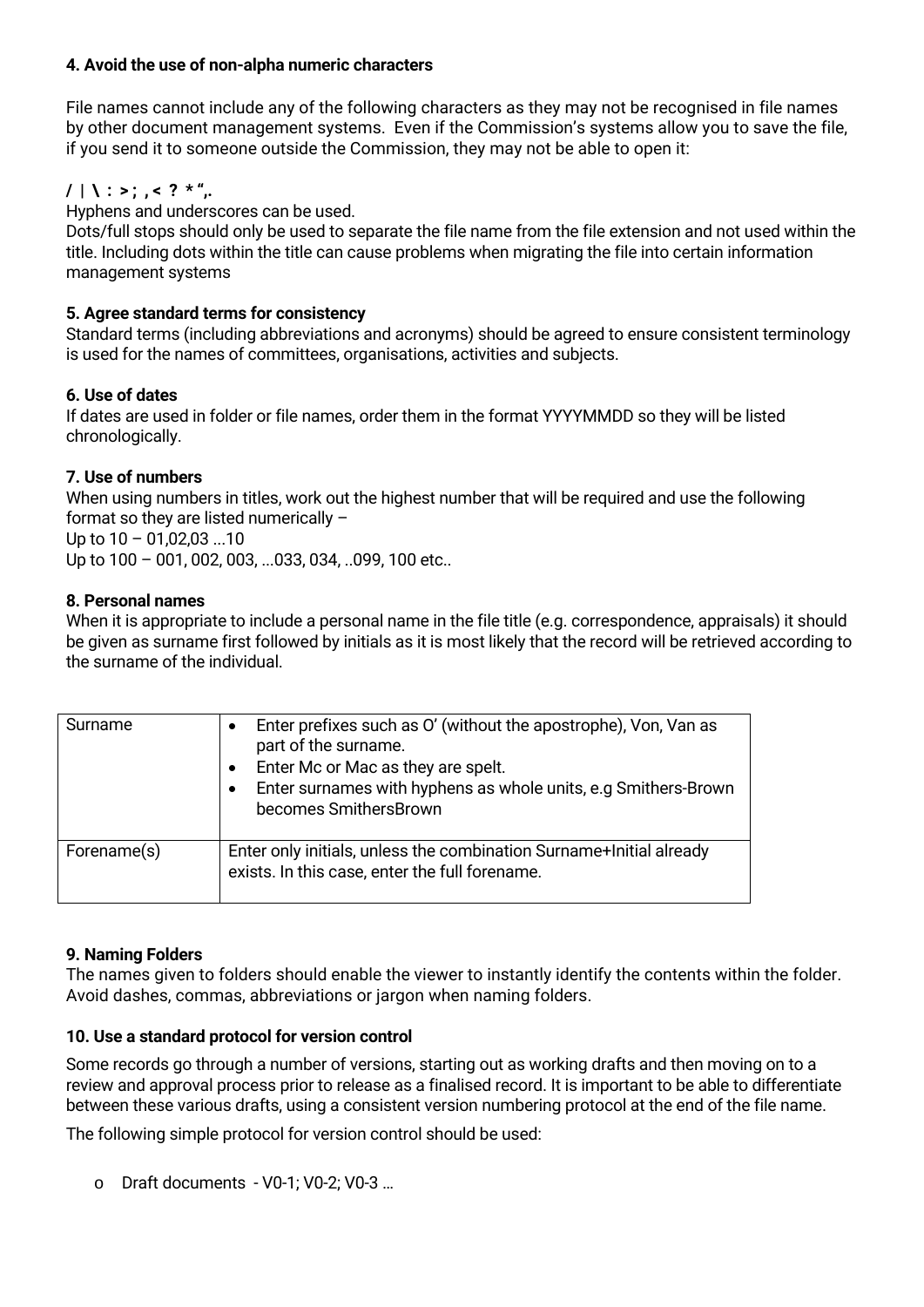**4. Avoid the use of non-alpha numeric characters**

File names cannot include any of the following characters as they may not be recognised in file names by other document management systems. Even if the Commission's systems allow you to save the file, if you send it to someone outside the Commission, they may not be able to open it:

**/ | \ : > ; , < ? * ",.**

Hyphens and underscores can be used.

Dots/full stops should only be used to separate the file name from the file extension and not used within the title. Including dots within the title can cause problems when migrating the file into certain information management systems

**5. Agree standard terms for consistency**

Standard terms (including abbreviations and acronyms) should be agreed to ensure consistent terminology is used for the names of committees, organisations, activities and subjects.

**6. Use of dates**

If dates are used in folder or file names, order them in the format YYYYMMDD so they will be listed chronologically.

**7. Use of numbers**

When using numbers in titles, work out the highest number that will be required and use the following format so they are listed numerically –

Up to 10 – 01,02,03 ...10

Up to 100 – 001, 002, 003, ...033, 034, ..099, 100 etc..

**8. Personal names**

When it is appropriate to include a personal name in the file title (e.g. correspondence, appraisals) it should be given as surname first followed by initials as it is most likely that the record will be retrieved according to the surname of the individual.

| | |
|---|---|
| Surname | • Enter prefixes such as O' (without the apostrophe), Von, Van as part of the surname.<br>• Enter Mc or Mac as they are spelt.<br>• Enter surnames with hyphens as whole units, e.g Smithers-Brown becomes SmithersBrown |
| Forename(s) | Enter only initials, unless the combination Surname+Initial already exists. In this case, enter the full forename. |

**9. Naming Folders**

The names given to folders should enable the viewer to instantly identify the contents within the folder. Avoid dashes, commas, abbreviations or jargon when naming folders.

**10. Use a standard protocol for version control**

Some records go through a number of versions, starting out as working drafts and then moving on to a review and approval process prior to release as a finalised record. It is important to be able to differentiate between these various drafts, using a consistent version numbering protocol at the end of the file name.

The following simple protocol for version control should be used:

- Draft documents - V0-1; V0-2; V0-3 …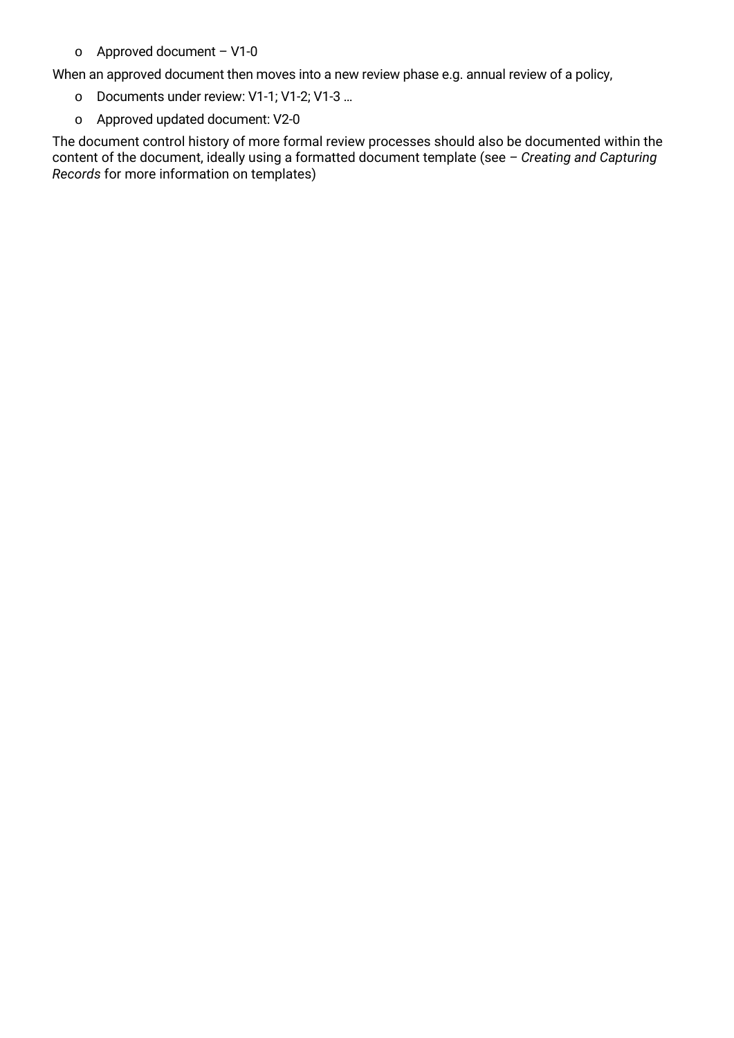- Approved document – V1-0

When an approved document then moves into a new review phase e.g. annual review of a policy,

- Documents under review: V1-1; V1-2; V1-3 …
- Approved updated document: V2-0

The document control history of more formal review processes should also be documented within the content of the document, ideally using a formatted document template (see – *Creating and Capturing Records* for more information on templates)